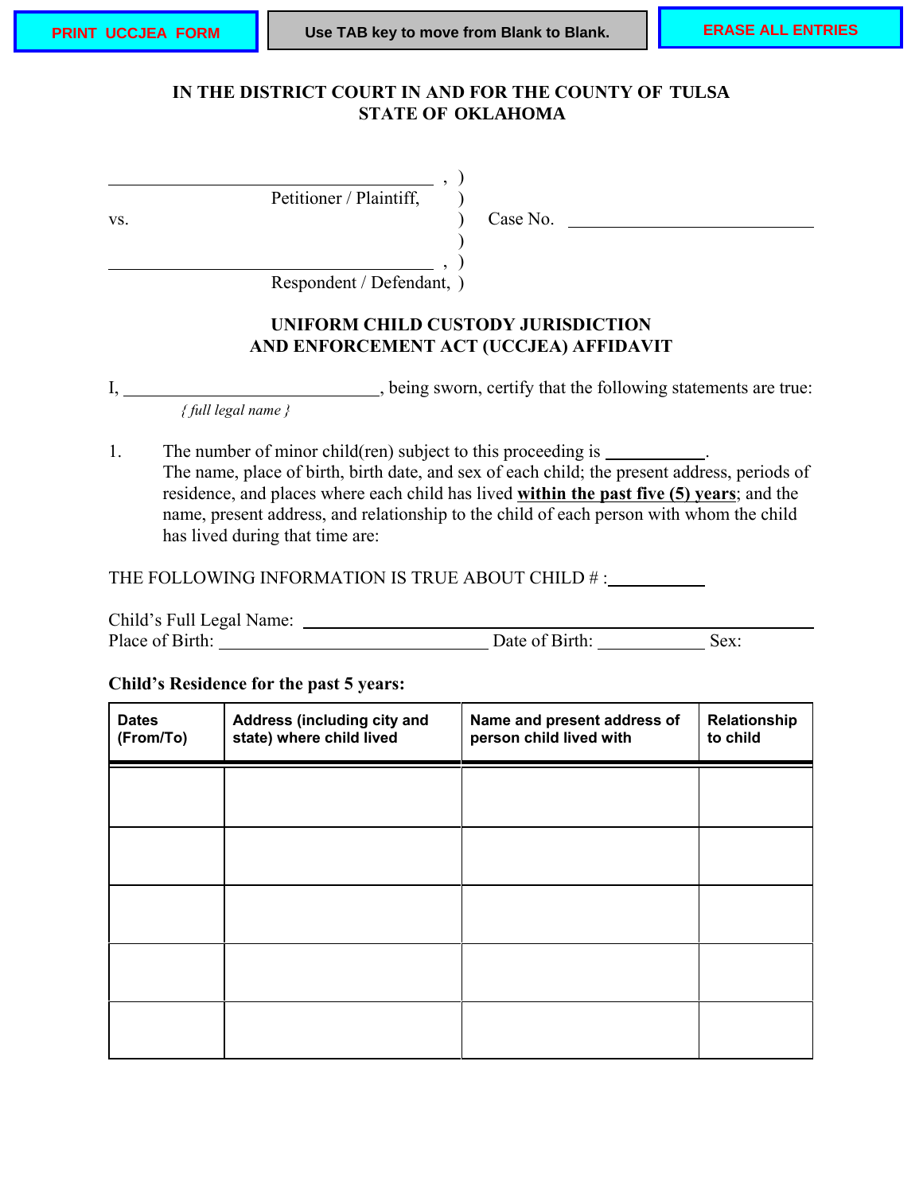PRINT UCCJEA FORM | Use TAB key to move from Blank to Blank. | ERASE ALL ENTRIES

**IN THE DISTRICT COURT IN AND FOR THE COUNTY OF TULSA**
**STATE OF OKLAHOMA**

______________________________, )
Petitioner / Plaintiff, )
vs. ) Case No. ______________________
)
______________________________, )
Respondent / Defendant, )

**UNIFORM CHILD CUSTODY JURISDICTION**
**AND ENFORCEMENT ACT (UCCJEA) AFFIDAVIT**

I, ______________________, being sworn, certify that the following statements are true:
*{ full legal name }*

1. The number of minor child(ren) subject to this proceeding is __________.
The name, place of birth, birth date, and sex of each child; the present address, periods of residence, and places where each child has lived **within the past five (5) years**; and the name, present address, and relationship to the child of each person with whom the child has lived during that time are:

THE FOLLOWING INFORMATION IS TRUE ABOUT CHILD # :__________

Child's Full Legal Name: ______________________________
Place of Birth: ______________________ Date of Birth: __________ Sex:

**Child's Residence for the past 5 years:**

| Dates (From/To) | Address (including city and state) where child lived | Name and present address of person child lived with | Relationship to child |
|---|---|---|---|
| | | | |
| | | | |
| | | | |
| | | | |
| | | | |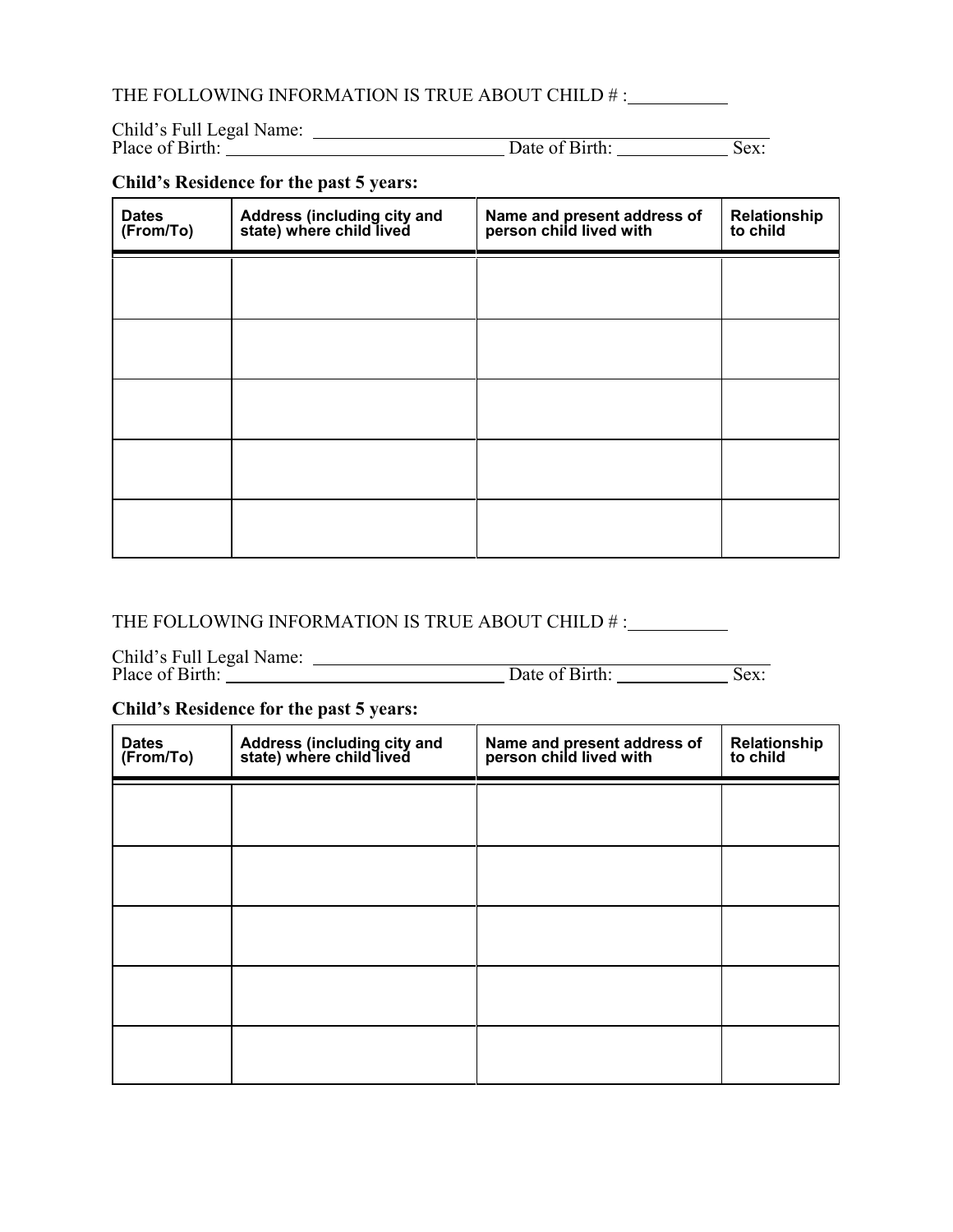THE FOLLOWING INFORMATION IS TRUE ABOUT CHILD # :___________

Child's Full Legal Name: ___________________________________________________
Place of Birth: _______________________________ Date of Birth: ____________ Sex:

**Child's Residence for the past 5 years:**

| Dates (From/To) | Address (including city and state) where child lived | Name and present address of person child lived with | Relationship to child |
|---|---|---|---|
| | | | |
| | | | |
| | | | |
| | | | |
| | | | |

THE FOLLOWING INFORMATION IS TRUE ABOUT CHILD # :___________

Child's Full Legal Name: ___________________________________________________
Place of Birth: _______________________________ Date of Birth: ____________ Sex:

**Child's Residence for the past 5 years:**

| Dates (From/To) | Address (including city and state) where child lived | Name and present address of person child lived with | Relationship to child |
|---|---|---|---|
| | | | |
| | | | |
| | | | |
| | | | |
| | | | |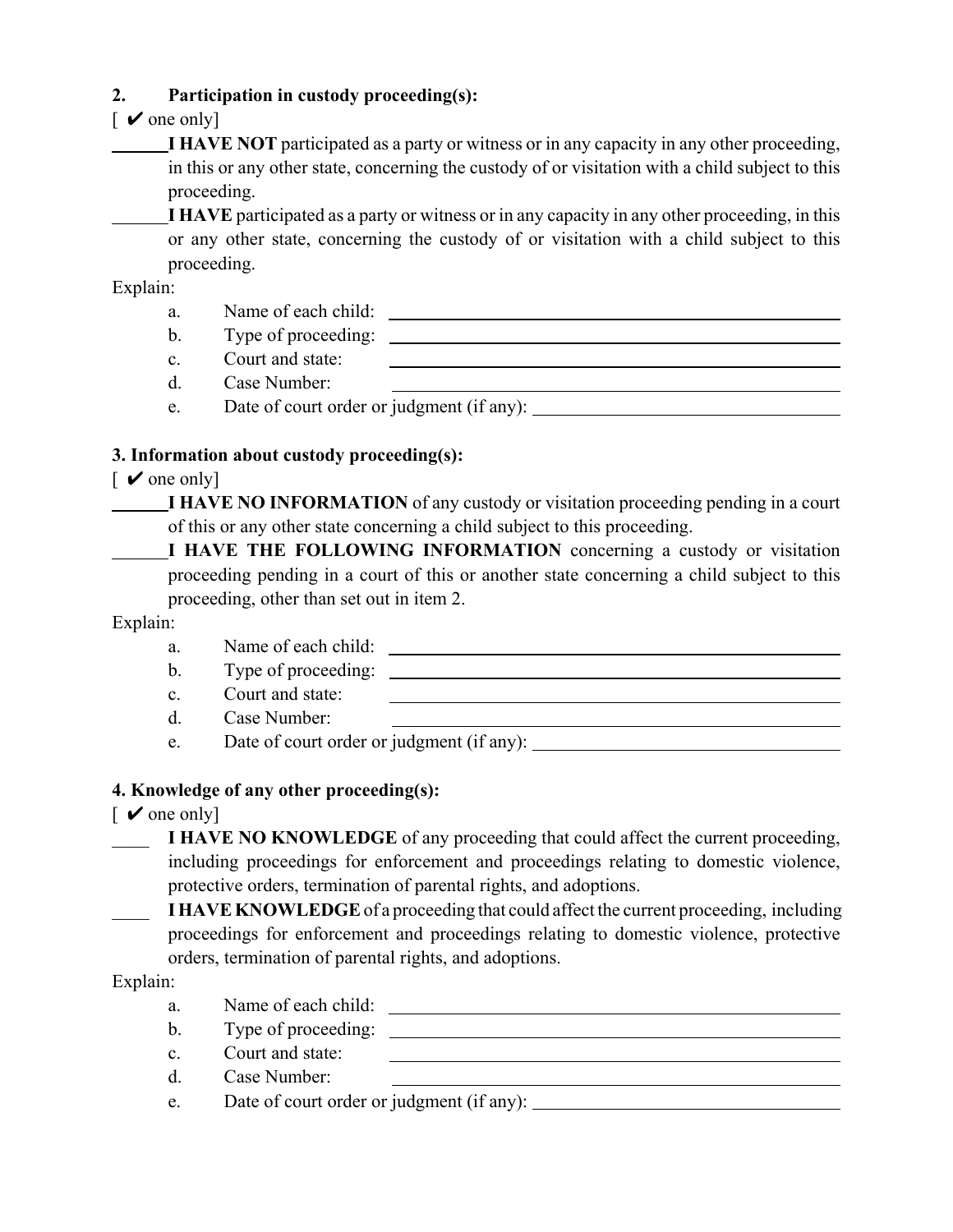**2. Participation in custody proceeding(s):**

[ ✔ one only]

\_\_\_\_\_\_ **I HAVE NOT** participated as a party or witness or in any capacity in any other proceeding, in this or any other state, concerning the custody of or visitation with a child subject to this proceeding.

\_\_\_\_\_\_ **I HAVE** participated as a party or witness or in any capacity in any other proceeding, in this or any other state, concerning the custody of or visitation with a child subject to this proceeding.

Explain:

a. Name of each child: \_\_\_\_\_\_\_\_\_\_\_\_\_\_\_\_\_\_\_\_\_\_\_\_\_\_\_\_\_\_\_\_\_\_\_\_

b. Type of proceeding: \_\_\_\_\_\_\_\_\_\_\_\_\_\_\_\_\_\_\_\_\_\_\_\_\_\_\_\_\_\_\_\_\_\_\_\_

c. Court and state: \_\_\_\_\_\_\_\_\_\_\_\_\_\_\_\_\_\_\_\_\_\_\_\_\_\_\_\_\_\_\_\_\_\_\_\_

d. Case Number: \_\_\_\_\_\_\_\_\_\_\_\_\_\_\_\_\_\_\_\_\_\_\_\_\_\_\_\_\_\_\_\_\_\_\_\_

e. Date of court order or judgment (if any): \_\_\_\_\_\_\_\_\_\_\_\_\_\_\_\_\_\_\_\_\_\_\_\_\_\_

**3. Information about custody proceeding(s):**

[ ✔ one only]

\_\_\_\_\_\_ **I HAVE NO INFORMATION** of any custody or visitation proceeding pending in a court of this or any other state concerning a child subject to this proceeding.

\_\_\_\_\_\_ **I HAVE THE FOLLOWING INFORMATION** concerning a custody or visitation proceeding pending in a court of this or another state concerning a child subject to this proceeding, other than set out in item 2.

Explain:

a. Name of each child: \_\_\_\_\_\_\_\_\_\_\_\_\_\_\_\_\_\_\_\_\_\_\_\_\_\_\_\_\_\_\_\_\_\_\_\_

b. Type of proceeding: \_\_\_\_\_\_\_\_\_\_\_\_\_\_\_\_\_\_\_\_\_\_\_\_\_\_\_\_\_\_\_\_\_\_\_\_

c. Court and state: \_\_\_\_\_\_\_\_\_\_\_\_\_\_\_\_\_\_\_\_\_\_\_\_\_\_\_\_\_\_\_\_\_\_\_\_

d. Case Number: \_\_\_\_\_\_\_\_\_\_\_\_\_\_\_\_\_\_\_\_\_\_\_\_\_\_\_\_\_\_\_\_\_\_\_\_

e. Date of court order or judgment (if any): \_\_\_\_\_\_\_\_\_\_\_\_\_\_\_\_\_\_\_\_\_\_\_\_\_\_

**4. Knowledge of any other proceeding(s):**

[ ✔ one only]

\_\_\_\_ **I HAVE NO KNOWLEDGE** of any proceeding that could affect the current proceeding, including proceedings for enforcement and proceedings relating to domestic violence, protective orders, termination of parental rights, and adoptions.

\_\_\_\_ **I HAVE KNOWLEDGE** of a proceeding that could affect the current proceeding, including proceedings for enforcement and proceedings relating to domestic violence, protective orders, termination of parental rights, and adoptions.

Explain:

a. Name of each child: \_\_\_\_\_\_\_\_\_\_\_\_\_\_\_\_\_\_\_\_\_\_\_\_\_\_\_\_\_\_\_\_\_\_\_\_

b. Type of proceeding: \_\_\_\_\_\_\_\_\_\_\_\_\_\_\_\_\_\_\_\_\_\_\_\_\_\_\_\_\_\_\_\_\_\_\_\_

c. Court and state: \_\_\_\_\_\_\_\_\_\_\_\_\_\_\_\_\_\_\_\_\_\_\_\_\_\_\_\_\_\_\_\_\_\_\_\_

d. Case Number: \_\_\_\_\_\_\_\_\_\_\_\_\_\_\_\_\_\_\_\_\_\_\_\_\_\_\_\_\_\_\_\_\_\_\_\_

e. Date of court order or judgment (if any): \_\_\_\_\_\_\_\_\_\_\_\_\_\_\_\_\_\_\_\_\_\_\_\_\_\_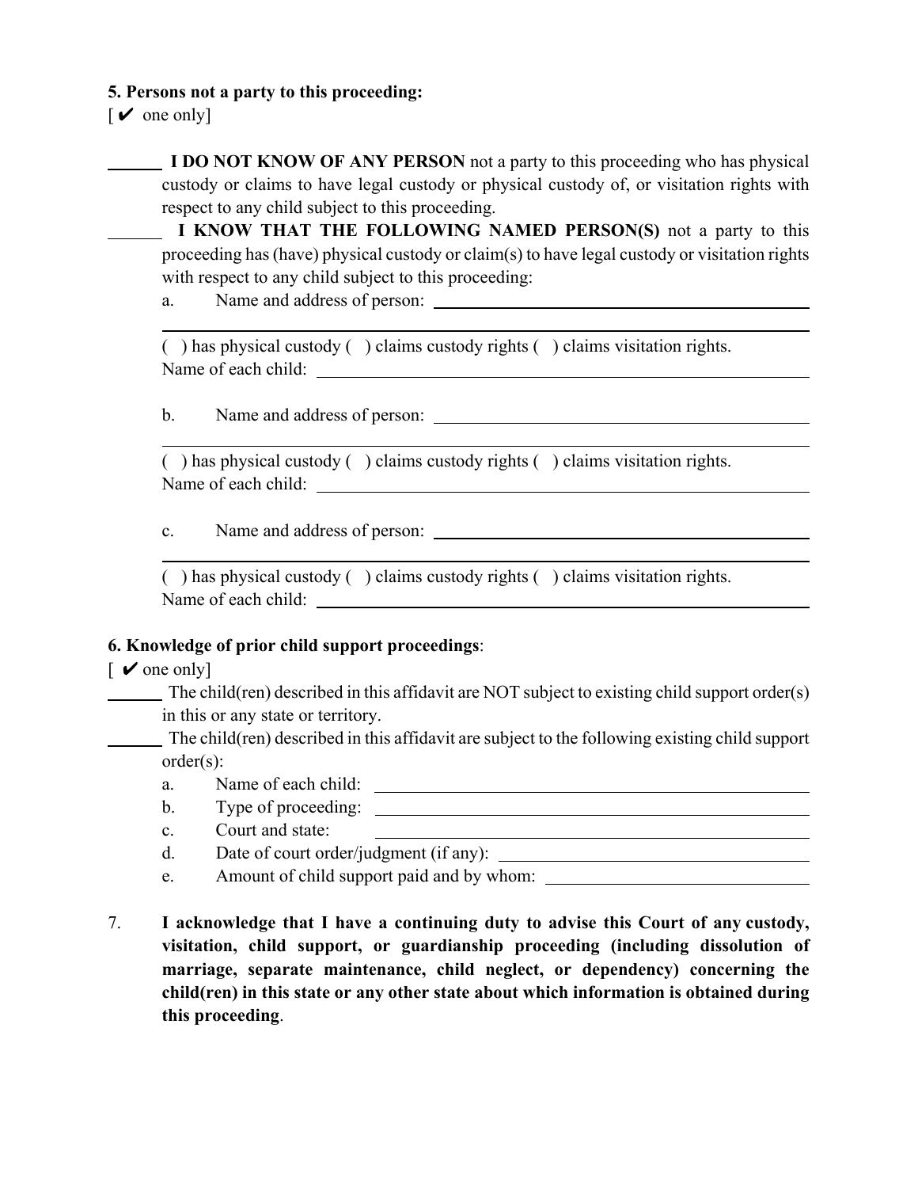**5. Persons not a party to this proceeding:**
[ ✔ one only]

_______ **I DO NOT KNOW OF ANY PERSON** not a party to this proceeding who has physical custody or claims to have legal custody or physical custody of, or visitation rights with respect to any child subject to this proceeding.

_______ **I KNOW THAT THE FOLLOWING NAMED PERSON(S)** not a party to this proceeding has (have) physical custody or claim(s) to have legal custody or visitation rights with respect to any child subject to this proceeding:

a. Name and address of person: ______________________________________________
______________________________________________________________________

( ) has physical custody ( ) claims custody rights ( ) claims visitation rights.
Name of each child: ___________________________________________________

b. Name and address of person: ______________________________________________
______________________________________________________________________

( ) has physical custody ( ) claims custody rights ( ) claims visitation rights.
Name of each child: ___________________________________________________

c. Name and address of person: ______________________________________________
______________________________________________________________________

( ) has physical custody ( ) claims custody rights ( ) claims visitation rights.
Name of each child: ___________________________________________________

**6. Knowledge of prior child support proceedings**:
[ ✔ one only]

_______ The child(ren) described in this affidavit are NOT subject to existing child support order(s) in this or any state or territory.

_______ The child(ren) described in this affidavit are subject to the following existing child support order(s):

a. Name of each child: ______________________________________________
b. Type of proceeding: ______________________________________________
c. Court and state: ______________________________________________
d. Date of court order/judgment (if any): ______________________________
e. Amount of child support paid and by whom: __________________________

7. **I acknowledge that I have a continuing duty to advise this Court of any custody, visitation, child support, or guardianship proceeding (including dissolution of marriage, separate maintenance, child neglect, or dependency) concerning the child(ren) in this state or any other state about which information is obtained during this proceeding**.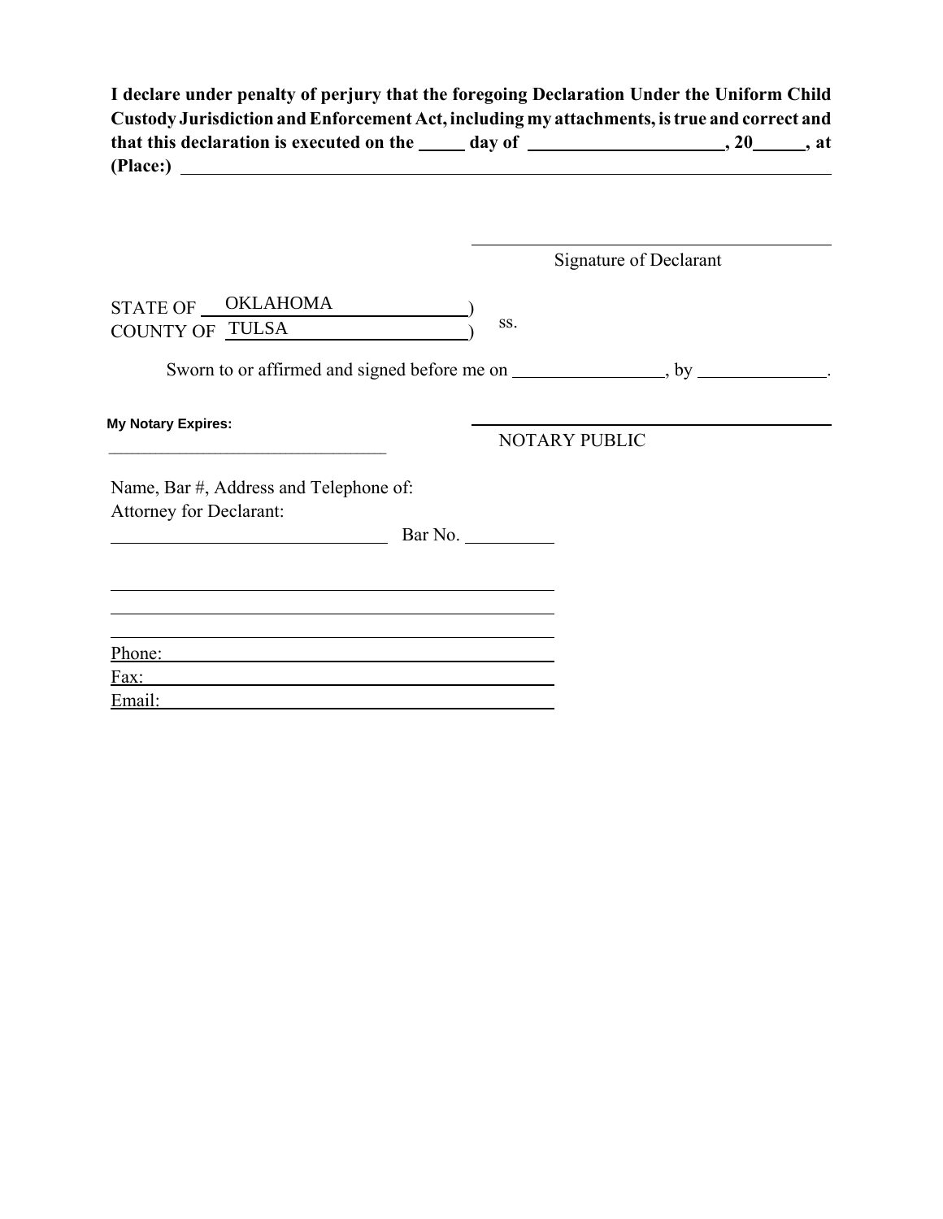**I declare under penalty of perjury that the foregoing Declaration Under the Uniform Child Custody Jurisdiction and Enforcement Act, including my attachments, is true and correct and that this declaration is executed on the _____ day of _____________________, 20_____, at (Place:) _______________________________________________**

_________________________________
Signature of Declarant

STATE OF OKLAHOMA )
COUNTY OF TULSA ) ss.

Sworn to or affirmed and signed before me on ________________, by ______________.

**My Notary Expires:**
_______________________________

_________________________________
NOTARY PUBLIC

Name, Bar #, Address and Telephone of:
Attorney for Declarant:
______________________________ Bar No. __________

_______________________________________________
_______________________________________________
_______________________________________________
Phone: _________________________________________
Fax: ___________________________________________
Email: _________________________________________